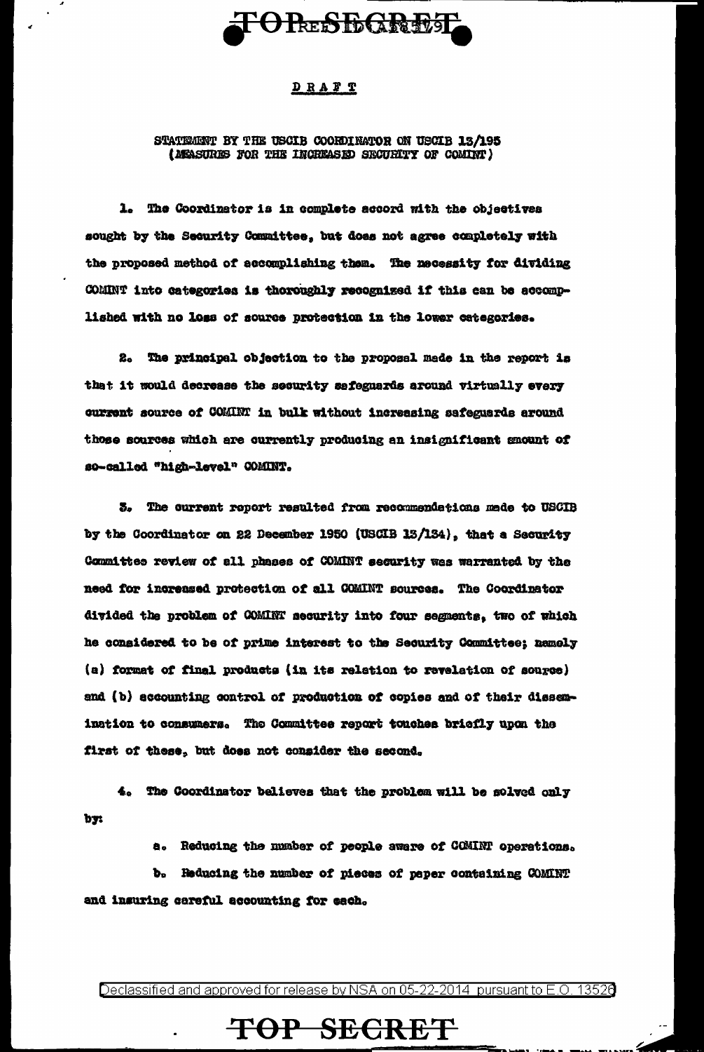DRAFT

STATEMENT BY THE USCIB COORDINATOR ON USCIB 13/195
(MEASURES FOR THE INCREASED SECURITY OF COMINT)

1. The Coordinator is in complete accord with the objectives sought by the Security Committee, but does not agree completely with the proposed method of accomplishing them. The necessity for dividing COMINT into categories is thoroughly recognized if this can be accomplished with no loss of source protection in the lower categories.

2. The principal objection to the proposal made in the report is that it would decrease the security safeguards around virtually every current source of COMINT in bulk without increasing safeguards around those sources which are currently producing an insignificant amount of so-called "high-level" COMINT.

3. The current report resulted from recommendations made to USCIB by the Coordinator on 22 December 1950 (USCIB 13/134), that a Security Committee review of all phases of COMINT security was warranted by the need for increased protection of all COMINT sources. The Coordinator divided the problem of COMINT security into four segments, two of which he considered to be of prime interest to the Security Committee; namely (a) format of final products (in its relation to revelation of source) and (b) accounting control of production of copies and of their dissemination to consumers. The Committee report touches briefly upon the first of these, but does not consider the second.

4. The Coordinator believes that the problem will be solved only by:

a. Reducing the number of people aware of COMINT operations.

b. Reducing the number of pieces of paper containing COMINT and insuring careful accounting for each.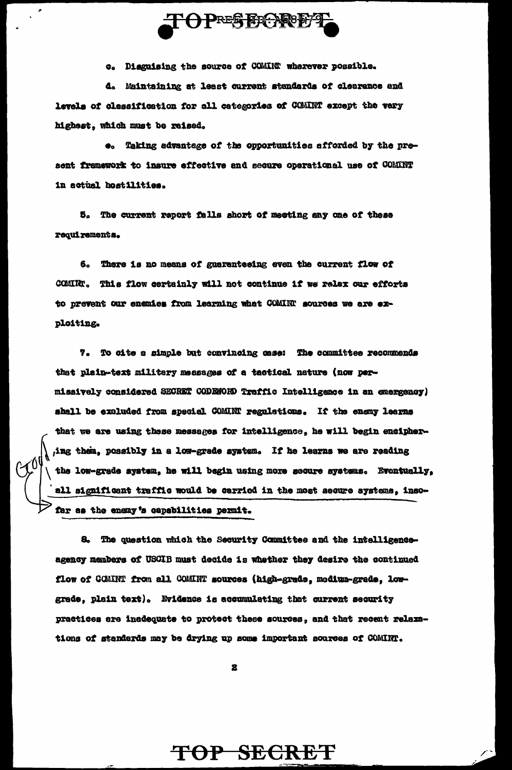c. Disguising the source of COMINT wherever possible.

d. Maintaining at least current standards of clearance and levels of classification for all categories of COMINT except the very highest, which must be raised.

e. Taking advantage of the opportunities afforded by the present framework to insure effective and secure operational use of COMINT in actual hostilities.

5. The current report falls short of meeting any one of these requirements.

6. There is no means of guaranteeing even the current flow of COMINT. This flow certainly will not continue if we relax our efforts to prevent our enemies from learning what COMINT sources we are exploiting.

7. To cite a simple but convincing case: The committee recommends that plain-text military messages of a tactical nature (now permissively considered SECRET CODEWORD Traffic Intelligence in an emergency) shall be excluded from special COMINT regulations. If the enemy learns that we are using these messages for intelligence, he will begin enciphering them, possibly in a low-grade system. If he learns we are reading the low-grade system, he will begin using more secure systems. Eventually, all significant traffic would be carried in the most secure systems, insofar as the enemy's capabilities permit.

8. The question which the Security Committee and the intelligence-agency members of USCIB must decide is whether they desire the continued flow of COMINT from all COMINT sources (high-grade, medium-grade, low-grade, plain text). Evidence is accumulating that current security practices are inadequate to protect these sources, and that recent relaxations of standards may be drying up some important sources of COMINT.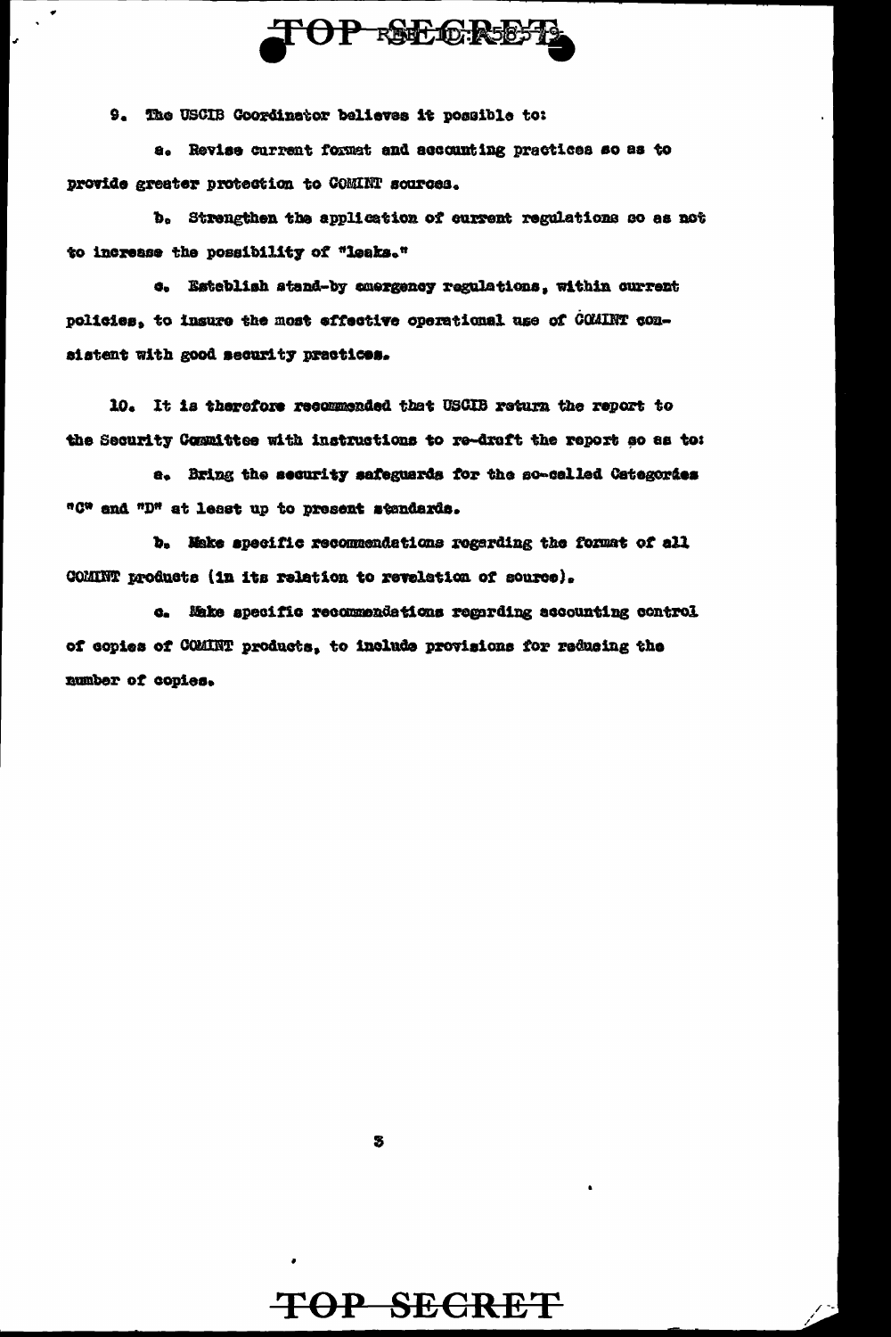9. The USCIB Coordinator believes it possible to:

a. Revise current format and accounting practices so as to provide greater protection to COMINT sources.

b. Strengthen the application of current regulations so as not to increase the possibility of "leaks."

c. Establish stand-by emergency regulations, within current policies, to insure the most effective operational use of COMINT consistent with good security practices.

10. It is therefore recommended that USCIB return the report to the Security Committee with instructions to re-draft the report so as to:

a. Bring the security safeguards for the so-called Categories "C" and "D" at least up to present standards.

b. Make specific recommendations regarding the format of all COMINT products (in its relation to revelation of source).

c. Make specific recommendations regarding accounting control of copies of COMINT products, to include provisions for reducing the number of copies.